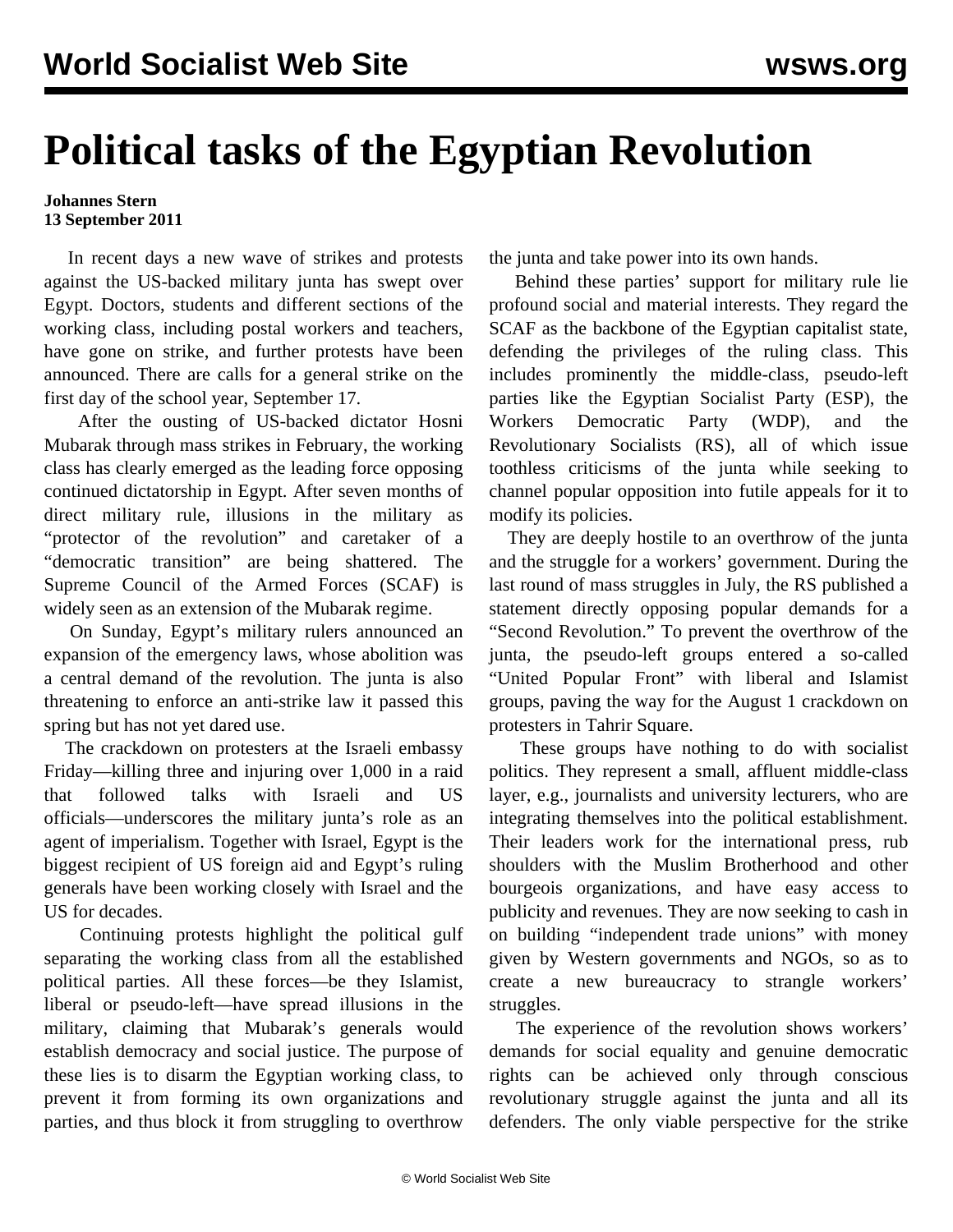# Political tasks of the Egyptian Revolution

**Johannes Stern**
**13 September 2011**

In recent days a new wave of strikes and protests against the US-backed military junta has swept over Egypt. Doctors, students and different sections of the working class, including postal workers and teachers, have gone on strike, and further protests have been announced. There are calls for a general strike on the first day of the school year, September 17.

After the ousting of US-backed dictator Hosni Mubarak through mass strikes in February, the working class has clearly emerged as the leading force opposing continued dictatorship in Egypt. After seven months of direct military rule, illusions in the military as "protector of the revolution" and caretaker of a "democratic transition" are being shattered. The Supreme Council of the Armed Forces (SCAF) is widely seen as an extension of the Mubarak regime.

On Sunday, Egypt's military rulers announced an expansion of the emergency laws, whose abolition was a central demand of the revolution. The junta is also threatening to enforce an anti-strike law it passed this spring but has not yet dared use.

The crackdown on protesters at the Israeli embassy Friday—killing three and injuring over 1,000 in a raid that followed talks with Israeli and US officials—underscores the military junta's role as an agent of imperialism. Together with Israel, Egypt is the biggest recipient of US foreign aid and Egypt's ruling generals have been working closely with Israel and the US for decades.

Continuing protests highlight the political gulf separating the working class from all the established political parties. All these forces—be they Islamist, liberal or pseudo-left—have spread illusions in the military, claiming that Mubarak's generals would establish democracy and social justice. The purpose of these lies is to disarm the Egyptian working class, to prevent it from forming its own organizations and parties, and thus block it from struggling to overthrow the junta and take power into its own hands.

Behind these parties' support for military rule lie profound social and material interests. They regard the SCAF as the backbone of the Egyptian capitalist state, defending the privileges of the ruling class. This includes prominently the middle-class, pseudo-left parties like the Egyptian Socialist Party (ESP), the Workers Democratic Party (WDP), and the Revolutionary Socialists (RS), all of which issue toothless criticisms of the junta while seeking to channel popular opposition into futile appeals for it to modify its policies.

They are deeply hostile to an overthrow of the junta and the struggle for a workers' government. During the last round of mass struggles in July, the RS published a statement directly opposing popular demands for a "Second Revolution." To prevent the overthrow of the junta, the pseudo-left groups entered a so-called "United Popular Front" with liberal and Islamist groups, paving the way for the August 1 crackdown on protesters in Tahrir Square.

These groups have nothing to do with socialist politics. They represent a small, affluent middle-class layer, e.g., journalists and university lecturers, who are integrating themselves into the political establishment. Their leaders work for the international press, rub shoulders with the Muslim Brotherhood and other bourgeois organizations, and have easy access to publicity and revenues. They are now seeking to cash in on building "independent trade unions" with money given by Western governments and NGOs, so as to create a new bureaucracy to strangle workers' struggles.

The experience of the revolution shows workers' demands for social equality and genuine democratic rights can be achieved only through conscious revolutionary struggle against the junta and all its defenders. The only viable perspective for the strike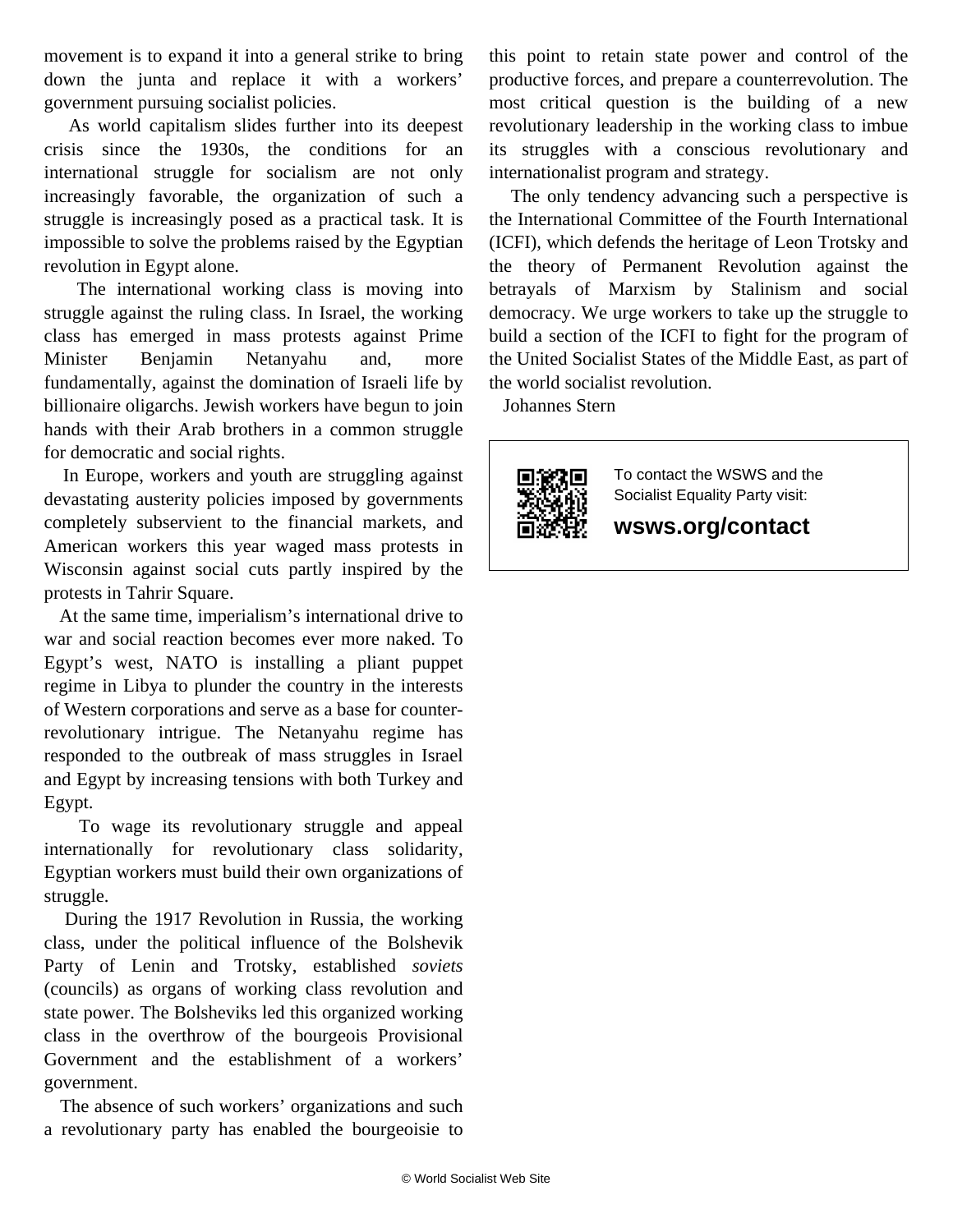movement is to expand it into a general strike to bring down the junta and replace it with a workers' government pursuing socialist policies.

As world capitalism slides further into its deepest crisis since the 1930s, the conditions for an international struggle for socialism are not only increasingly favorable, the organization of such a struggle is increasingly posed as a practical task. It is impossible to solve the problems raised by the Egyptian revolution in Egypt alone.

The international working class is moving into struggle against the ruling class. In Israel, the working class has emerged in mass protests against Prime Minister Benjamin Netanyahu and, more fundamentally, against the domination of Israeli life by billionaire oligarchs. Jewish workers have begun to join hands with their Arab brothers in a common struggle for democratic and social rights.

In Europe, workers and youth are struggling against devastating austerity policies imposed by governments completely subservient to the financial markets, and American workers this year waged mass protests in Wisconsin against social cuts partly inspired by the protests in Tahrir Square.

At the same time, imperialism's international drive to war and social reaction becomes ever more naked. To Egypt's west, NATO is installing a pliant puppet regime in Libya to plunder the country in the interests of Western corporations and serve as a base for counter-revolutionary intrigue. The Netanyahu regime has responded to the outbreak of mass struggles in Israel and Egypt by increasing tensions with both Turkey and Egypt.

To wage its revolutionary struggle and appeal internationally for revolutionary class solidarity, Egyptian workers must build their own organizations of struggle.

During the 1917 Revolution in Russia, the working class, under the political influence of the Bolshevik Party of Lenin and Trotsky, established *soviets* (councils) as organs of working class revolution and state power. The Bolsheviks led this organized working class in the overthrow of the bourgeois Provisional Government and the establishment of a workers' government.

The absence of such workers' organizations and such a revolutionary party has enabled the bourgeoisie to this point to retain state power and control of the productive forces, and prepare a counterrevolution. The most critical question is the building of a new revolutionary leadership in the working class to imbue its struggles with a conscious revolutionary and internationalist program and strategy.

The only tendency advancing such a perspective is the International Committee of the Fourth International (ICFI), which defends the heritage of Leon Trotsky and the theory of Permanent Revolution against the betrayals of Marxism by Stalinism and social democracy. We urge workers to take up the struggle to build a section of the ICFI to fight for the program of the United Socialist States of the Middle East, as part of the world socialist revolution.

Johannes Stern

To contact the WSWS and the Socialist Equality Party visit:

**wsws.org/contact**